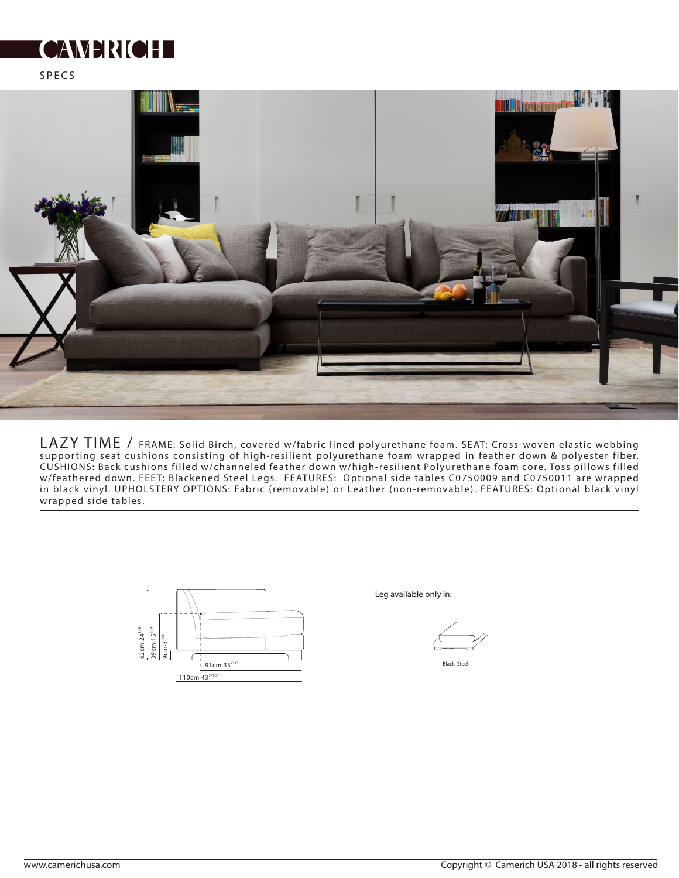# CAMERICH

SPECS

LAZY TIME / FRAME: Solid Birch, covered w/fabric lined polyurethane foam. SEAT: Cross-woven elastic webbing supporting seat cushions consisting of high-resilient polyurethane foam wrapped in feather down & polyester fiber. CUSHIONS: Back cushions filled w/channeled feather down w/high-resilient Polyurethane foam core. Toss pillows filled w/feathered down. FEET: Blackened Steel Legs. FEATURES: Optional side tables C0750009 and C0750011 are wrapped in black vinyl. UPHOLSTERY OPTIONS: Fabric (removable) or Leather (non-removable). FEATURES: Optional black vinyl wrapped side tables.

62cm-24 3/8"

39cm-15 3/8"

9cm-3 1/2"

91cm-35 7/8"

110cm-43 5/16"

Leg available only in:

Black Steel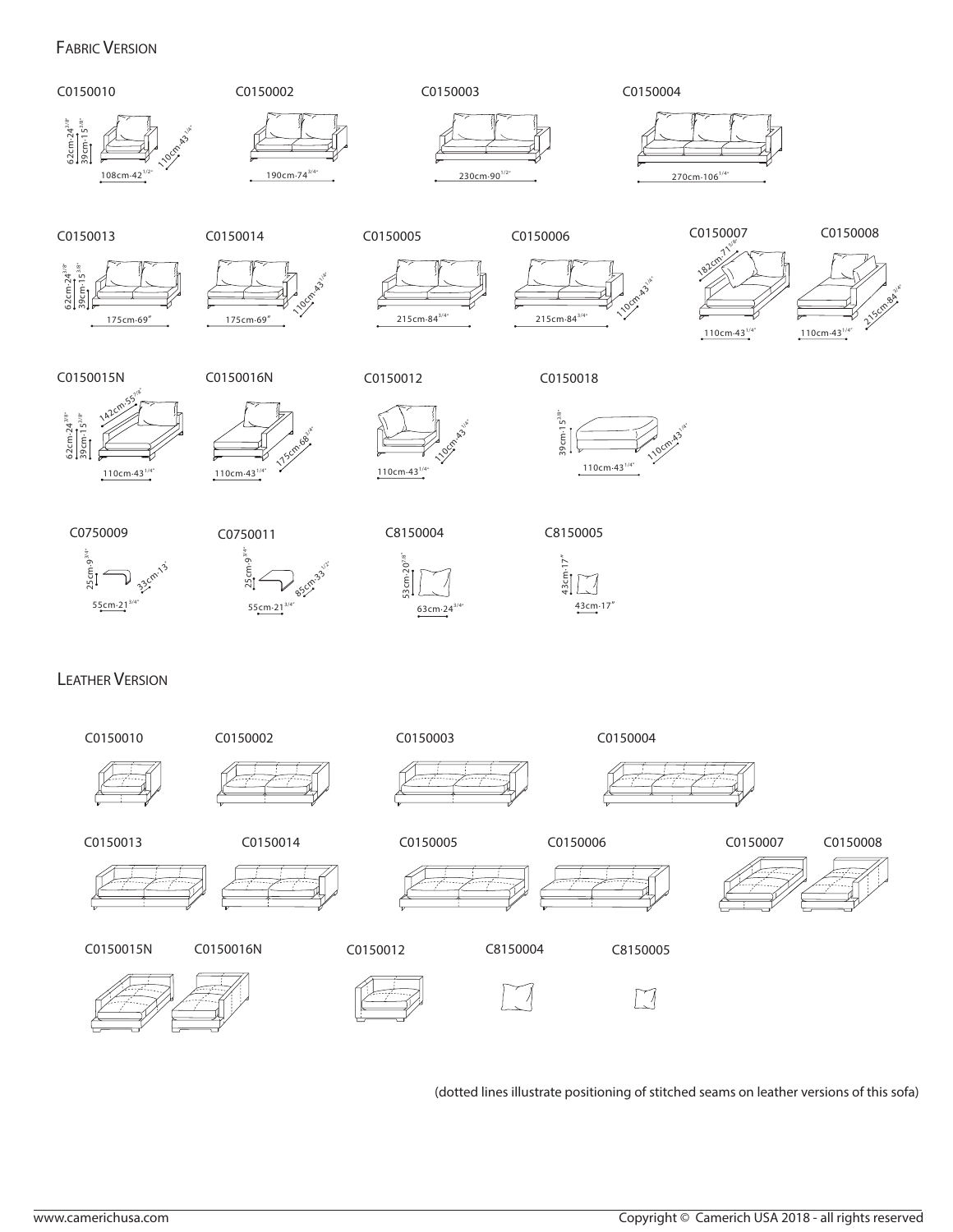## Fabric Version

C0150010

62cm-24 3/8"
39cm-15 3/8"
110cm-43 1/4"
108cm-42 1/2"

C0150002

190cm-74 3/4"

C0150003

230cm-90 1/2"

C0150004

270cm-106 1/4"

C0150013

62cm-24 3/8"
39cm-15 3/8"
175cm-69"

C0150014

110cm-43 1/4"
175cm-69"

C0150005

215cm-84 3/4"

C0150006

110cm-43 1/4"
215cm-84 3/4"

C0150007

182cm-71 5/8"
110cm-43 1/4"

C0150008

215cm-84 3/4"
110cm-43 1/4"

C0150015N

62cm-24 3/8"
39cm-15 3/8"
142cm-55 7/8"
110cm-43 1/4"

C0150016N

175cm-68 3/4"
110cm-43 1/4"

C0150012

110cm-43 1/4"
110cm-43 1/4"

C0150018

39cm-15 3/8"
110cm-43 1/4"
110cm-43 1/4"

C0750009

25cm-9 3/4"
33cm-13"
55cm-21 3/4"

C0750011

25cm-9 3/4"
85cm-33 1/2"
55cm-21 3/4"

C8150004

53cm-20 7/8"
63cm-24 3/4"

C8150005

43cm-17"
43cm-17"

## Leather Version

C0150010

C0150002

C0150003

C0150004

C0150013

C0150014

C0150005

C0150006

C0150007

C0150008

C0150015N

C0150016N

C0150012

C8150004

C8150005

(dotted lines illustrate positioning of stitched seams on leather versions of this sofa)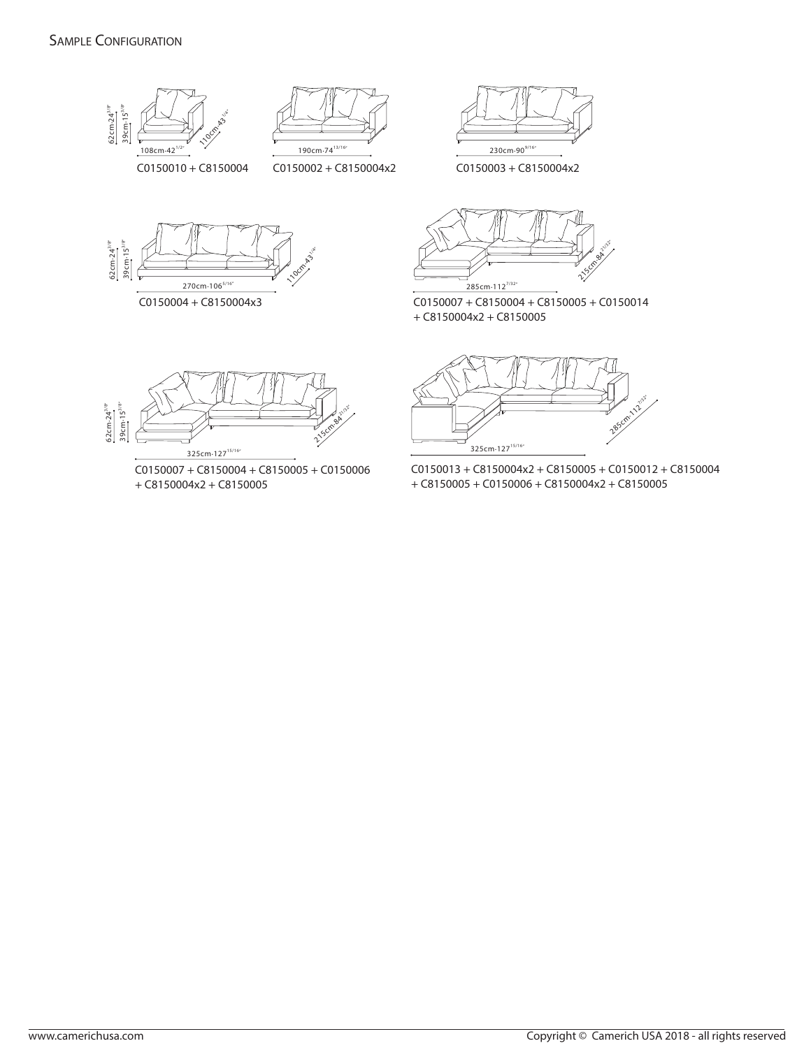## Sample Configuration

62cm·24[3/8"]
39cm·15[3/8"]
108cm·42[1/2"]
110cm·43[1/4"]

C0150010 + C8150004

190cm·74[13/16"]

C0150002 + C8150004x2

230cm·90[9/16"]

C0150003 + C8150004x2

62cm·24[3/8"]
39cm·15[3/8"]
270cm·106[5/16"]
110cm·43[1/4"]

C0150004 + C8150004x3

285cm·112[7/32"]
215cm·84[21/32"]

C0150007 + C8150004 + C8150005 + C0150014
+ C8150004x2 + C8150005

62cm·24[3/8"]
39cm·15[3/8"]
325cm·127[15/16"]
215cm·84[21/32"]

C0150007 + C8150004 + C8150005 + C0150006
+ C8150004x2 + C8150005

325cm·127[15/16"]
285cm·112[7/32"]

C0150013 + C8150004x2 + C8150005 + C0150012 + C8150004
+ C8150005 + C0150006 + C8150004x2 + C8150005

www.camerichusa.com

Copyright © Camerich USA 2018 - all rights reserved